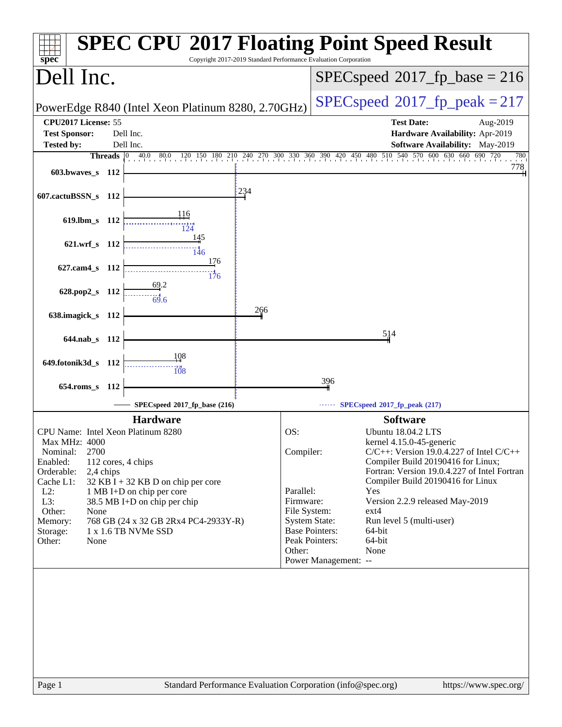# SPEC CPU 2017 Floating Point Speed Result

Copyright 2017-2019 Standard Performance Evaluation Corporation

## Dell Inc.

PowerEdge R840 (Intel Xeon Platinum 8280, 2.70GHz)

SPECspeed 2017_fp_base = 216

SPECspeed 2017_fp_peak = 217

| | | | |
|---|---|---|---|
| **CPU2017 License:** | 55 | **Test Date:** | Aug-2019 |
| **Test Sponsor:** | Dell Inc. | **Hardware Availability:** | Apr-2019 |
| **Tested by:** | Dell Inc. | **Software Availability:** | May-2019 |

| Benchmark | Threads | Base | Peak |
|---|---|---|---|
| 603.bwaves_s | 112 | 778 | |
| 607.cactuBSSN_s | 112 | 234 | |
| 619.lbm_s | 112 | 116 | 124 |
| 621.wrf_s | 112 | 145 | 146 |
| 627.cam4_s | 112 | 176 | 176 |
| 628.pop2_s | 112 | 69.2 | 69.6 |
| 638.imagick_s | 112 | 266 | |
| 644.nab_s | 112 | 514 | |
| 649.fotonik3d_s | 112 | 108 | 108 |
| 654.roms_s | 112 | 396 | |

SPECspeed 2017_fp_base (216) — SPECspeed 2017_fp_peak (217)

### Hardware

| | |
|---|---|
| CPU Name: | Intel Xeon Platinum 8280 |
| Max MHz: | 4000 |
| Nominal: | 2700 |
| Enabled: | 112 cores, 4 chips |
| Orderable: | 2,4 chips |
| Cache L1: | 32 KB I + 32 KB D on chip per core |
| L2: | 1 MB I+D on chip per core |
| L3: | 38.5 MB I+D on chip per chip |
| Other: | None |
| Memory: | 768 GB (24 x 32 GB 2Rx4 PC4-2933Y-R) |
| Storage: | 1 x 1.6 TB NVMe SSD |
| Other: | None |

### Software

| | |
|---|---|
| OS: | Ubuntu 18.04.2 LTS<br>kernel 4.15.0-45-generic |
| Compiler: | C/C++: Version 19.0.4.227 of Intel C/C++ Compiler Build 20190416 for Linux;<br>Fortran: Version 19.0.4.227 of Intel Fortran Compiler Build 20190416 for Linux |
| Parallel: | Yes |
| Firmware: | Version 2.2.9 released May-2019 |
| File System: | ext4 |
| System State: | Run level 5 (multi-user) |
| Base Pointers: | 64-bit |
| Peak Pointers: | 64-bit |
| Other: | None |
| Power Management: | -- |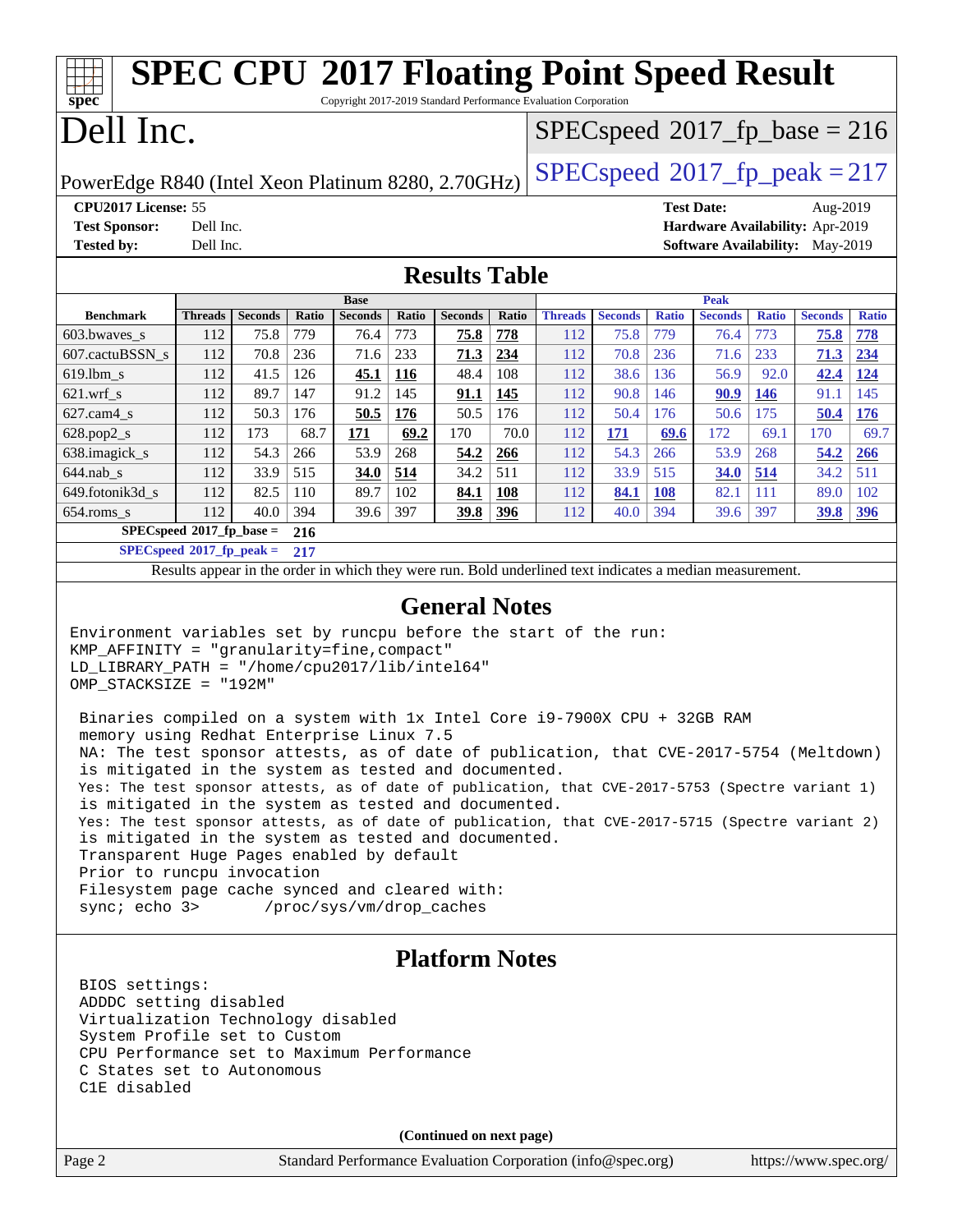# SPEC CPU 2017 Floating Point Speed Result

Copyright 2017-2019 Standard Performance Evaluation Corporation

# Dell Inc.

PowerEdge R840 (Intel Xeon Platinum 8280, 2.70GHz)

SPECspeed 2017_fp_base = 216

SPECspeed 2017_fp_peak = 217

**CPU2017 License:** 55
**Test Sponsor:** Dell Inc.
**Tested by:** Dell Inc.

**Test Date:** Aug-2019
**Hardware Availability:** Apr-2019
**Software Availability:** May-2019

## Results Table

| Benchmark | Base | | | | | | | Peak | | | | | | |
|---|---|---|---|---|---|---|---|---|---|---|---|---|---|---|
| | Threads | Seconds | Ratio | Seconds | Ratio | Seconds | Ratio | Threads | Seconds | Ratio | Seconds | Ratio | Seconds | Ratio |
| 603.bwaves_s | 112 | 75.8 | 779 | 76.4 | 773 | **75.8** | **778** | 112 | 75.8 | 779 | 76.4 | 773 | **75.8** | **778** |
| 607.cactuBSSN_s | 112 | 70.8 | 236 | 71.6 | 233 | **71.3** | **234** | 112 | 70.8 | 236 | 71.6 | 233 | **71.3** | **234** |
| 619.lbm_s | 112 | 41.5 | 126 | **45.1** | **116** | 48.4 | 108 | 112 | 38.6 | 136 | 56.9 | 92.0 | **42.4** | **124** |
| 621.wrf_s | 112 | 89.7 | 147 | 91.2 | 145 | **91.1** | **145** | 112 | 90.8 | 146 | **90.9** | **146** | 91.1 | 145 |
| 627.cam4_s | 112 | 50.3 | 176 | **50.5** | **176** | 50.5 | 176 | 112 | 50.4 | 176 | 50.6 | 175 | **50.4** | **176** |
| 628.pop2_s | 112 | 173 | 68.7 | **171** | **69.2** | 170 | 70.0 | 112 | **171** | **69.6** | 172 | 69.1 | 170 | 69.7 |
| 638.imagick_s | 112 | 54.3 | 266 | 53.9 | 268 | **54.2** | **266** | 112 | 54.3 | 266 | 53.9 | 268 | **54.2** | **266** |
| 644.nab_s | 112 | 33.9 | 515 | **34.0** | **514** | 34.2 | 511 | 112 | 33.9 | 515 | **34.0** | **514** | 34.2 | 511 |
| 649.fotonik3d_s | 112 | 82.5 | 110 | 89.7 | 102 | **84.1** | **108** | 112 | **84.1** | **108** | 82.1 | 111 | 89.0 | 102 |
| 654.roms_s | 112 | 40.0 | 394 | 39.6 | 397 | **39.8** | **396** | 112 | 40.0 | 394 | 39.6 | 397 | **39.8** | **396** |

**SPECspeed 2017_fp_base =** 216

**SPECspeed 2017_fp_peak =** 217

Results appear in the order in which they were run. Bold underlined text indicates a median measurement.

## General Notes

```
Environment variables set by runcpu before the start of the run:
KMP_AFFINITY = "granularity=fine,compact"
LD_LIBRARY_PATH = "/home/cpu2017/lib/intel64"
OMP_STACKSIZE = "192M"

 Binaries compiled on a system with 1x Intel Core i9-7900X CPU + 32GB RAM
 memory using Redhat Enterprise Linux 7.5
 NA: The test sponsor attests, as of date of publication, that CVE-2017-5754 (Meltdown)
 is mitigated in the system as tested and documented.
 Yes: The test sponsor attests, as of date of publication, that CVE-2017-5753 (Spectre variant 1)
 is mitigated in the system as tested and documented.
 Yes: The test sponsor attests, as of date of publication, that CVE-2017-5715 (Spectre variant 2)
 is mitigated in the system as tested and documented.
 Transparent Huge Pages enabled by default
 Prior to runcpu invocation
 Filesystem page cache synced and cleared with:
 sync; echo 3>       /proc/sys/vm/drop_caches
```

## Platform Notes

```
 BIOS settings:
 ADDDC setting disabled
 Virtualization Technology disabled
 System Profile set to Custom
 CPU Performance set to Maximum Performance
 C States set to Autonomous
 C1E disabled
```

**(Continued on next page)**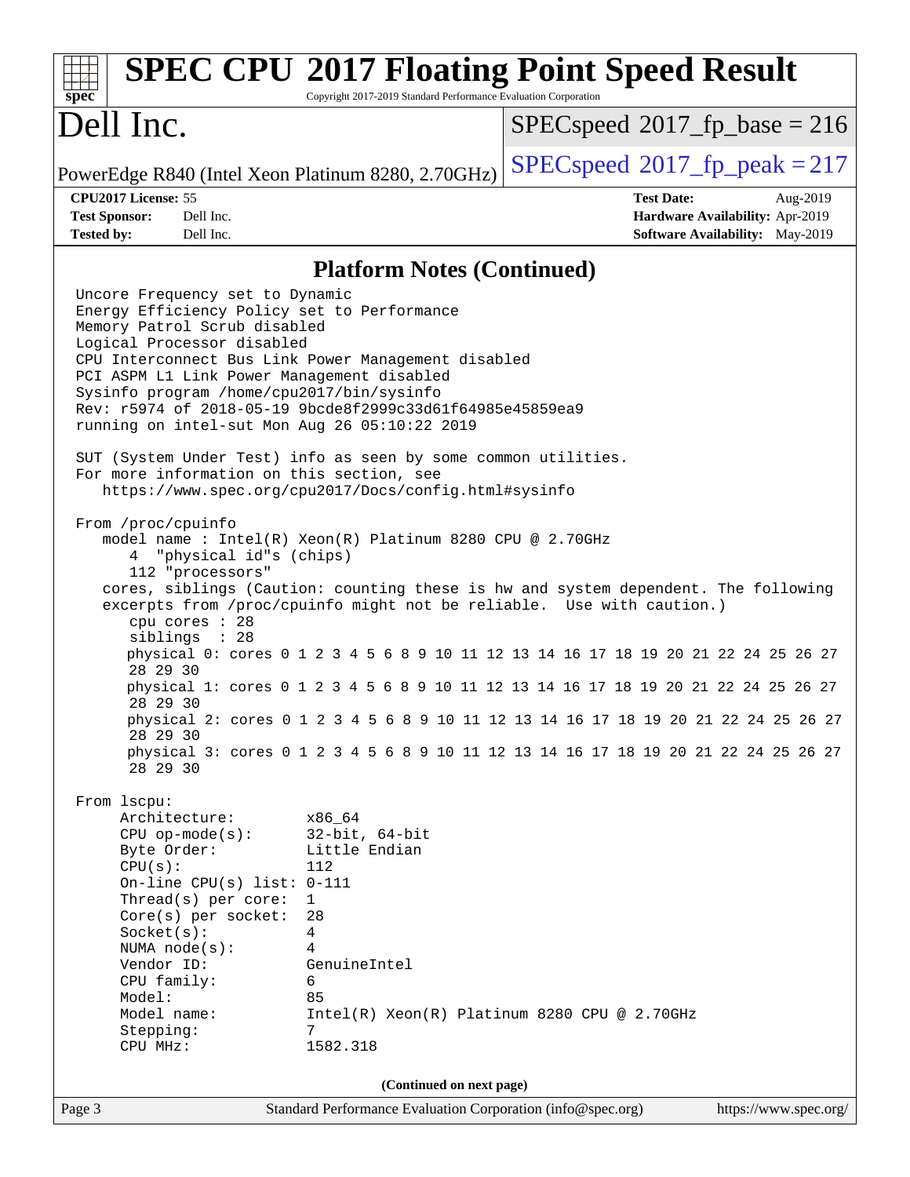## Platform Notes (Continued)

```
Uncore Frequency set to Dynamic
Energy Efficiency Policy set to Performance
Memory Patrol Scrub disabled
Logical Processor disabled
CPU Interconnect Bus Link Power Management disabled
PCI ASPM L1 Link Power Management disabled
Sysinfo program /home/cpu2017/bin/sysinfo
Rev: r5974 of 2018-05-19 9bcde8f2999c33d61f64985e45859ea9
running on intel-sut Mon Aug 26 05:10:22 2019

SUT (System Under Test) info as seen by some common utilities.
For more information on this section, see
   https://www.spec.org/cpu2017/Docs/config.html#sysinfo

From /proc/cpuinfo
   model name : Intel(R) Xeon(R) Platinum 8280 CPU @ 2.70GHz
      4  "physical id"s (chips)
      112 "processors"
   cores, siblings (Caution: counting these is hw and system dependent. The following
   excerpts from /proc/cpuinfo might not be reliable.  Use with caution.)
      cpu cores : 28
      siblings  : 28
      physical 0: cores 0 1 2 3 4 5 6 8 9 10 11 12 13 14 16 17 18 19 20 21 22 24 25 26 27
      28 29 30
      physical 1: cores 0 1 2 3 4 5 6 8 9 10 11 12 13 14 16 17 18 19 20 21 22 24 25 26 27
      28 29 30
      physical 2: cores 0 1 2 3 4 5 6 8 9 10 11 12 13 14 16 17 18 19 20 21 22 24 25 26 27
      28 29 30
      physical 3: cores 0 1 2 3 4 5 6 8 9 10 11 12 13 14 16 17 18 19 20 21 22 24 25 26 27
      28 29 30

From lscpu:
     Architecture:          x86_64
     CPU op-mode(s):        32-bit, 64-bit
     Byte Order:            Little Endian
     CPU(s):                112
     On-line CPU(s) list:   0-111
     Thread(s) per core:    1
     Core(s) per socket:    28
     Socket(s):             4
     NUMA node(s):          4
     Vendor ID:             GenuineIntel
     CPU family:            6
     Model:                 85
     Model name:            Intel(R) Xeon(R) Platinum 8280 CPU @ 2.70GHz
     Stepping:              7
     CPU MHz:               1582.318
```

**(Continued on next page)**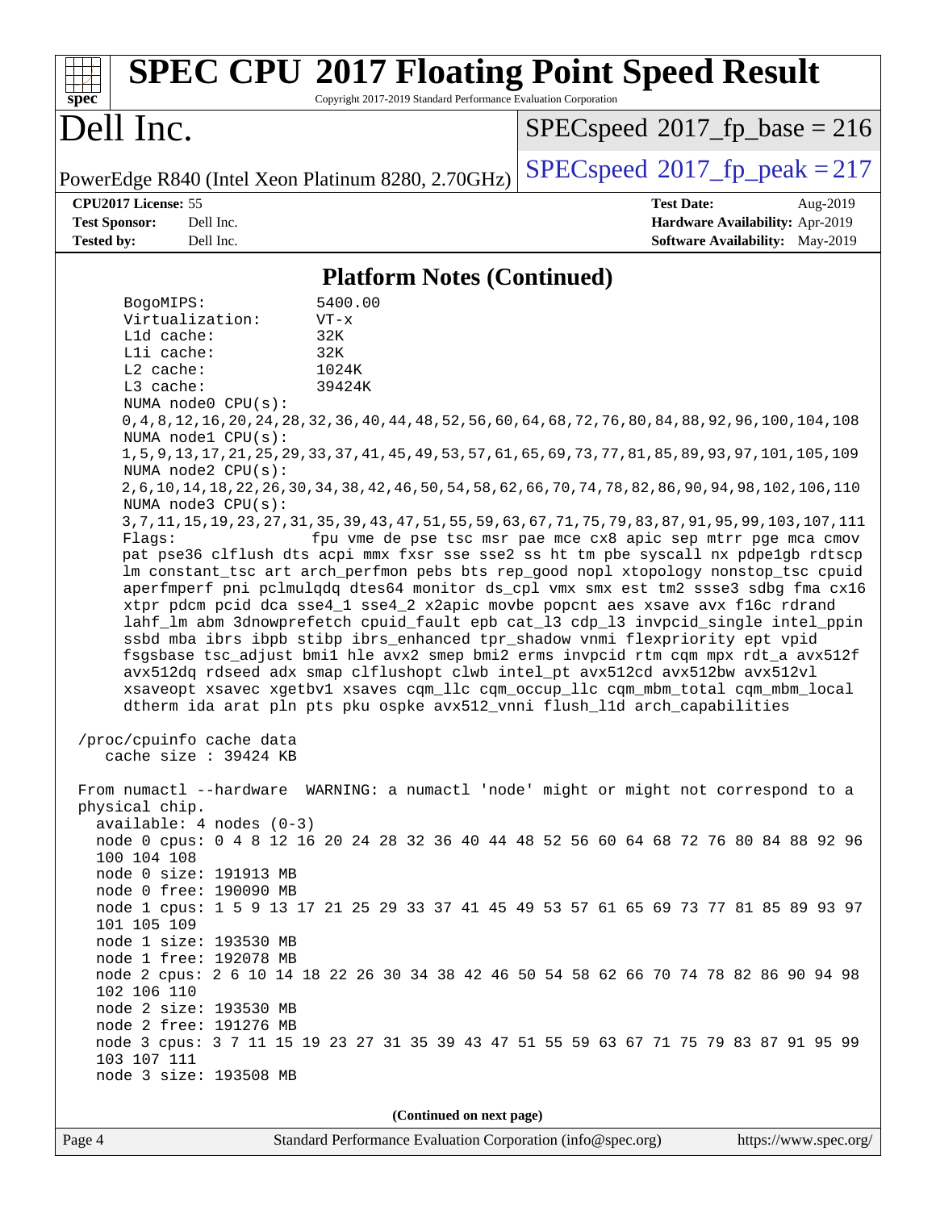## Platform Notes (Continued)

```
BogoMIPS:              5400.00
Virtualization:        VT-x
L1d cache:             32K
L1i cache:             32K
L2 cache:              1024K
L3 cache:              39424K
NUMA node0 CPU(s):
0,4,8,12,16,20,24,28,32,36,40,44,48,52,56,60,64,68,72,76,80,84,88,92,96,100,104,108
NUMA node1 CPU(s):
1,5,9,13,17,21,25,29,33,37,41,45,49,53,57,61,65,69,73,77,81,85,89,93,97,101,105,109
NUMA node2 CPU(s):
2,6,10,14,18,22,26,30,34,38,42,46,50,54,58,62,66,70,74,78,82,86,90,94,98,102,106,110
NUMA node3 CPU(s):
3,7,11,15,19,23,27,31,35,39,43,47,51,55,59,63,67,71,75,79,83,87,91,95,99,103,107,111
Flags:                 fpu vme de pse tsc msr pae mce cx8 apic sep mtrr pge mca cmov
pat pse36 clflush dts acpi mmx fxsr sse sse2 ss ht tm pbe syscall nx pdpe1gb rdtscp
lm constant_tsc art arch_perfmon pebs bts rep_good nopl xtopology nonstop_tsc cpuid
aperfmperf pni pclmulqdq dtes64 monitor ds_cpl vmx smx est tm2 ssse3 sdbg fma cx16
xtpr pdcm pcid dca sse4_1 sse4_2 x2apic movbe popcnt aes xsave avx f16c rdrand
lahf_lm abm 3dnowprefetch cpuid_fault epb cat_l3 cdp_l3 invpcid_single intel_ppin
ssbd mba ibrs ibpb stibp ibrs_enhanced tpr_shadow vnmi flexpriority ept vpid
fsgsbase tsc_adjust bmi1 hle avx2 smep bmi2 erms invpcid rtm cqm mpx rdt_a avx512f
avx512dq rdseed adx smap clflushopt clwb intel_pt avx512cd avx512bw avx512vl
xsaveopt xsavec xgetbv1 xsaves cqm_llc cqm_occup_llc cqm_mbm_total cqm_mbm_local
dtherm ida arat pln pts pku ospke avx512_vnni flush_l1d arch_capabilities

/proc/cpuinfo cache data
   cache size : 39424 KB

From numactl --hardware  WARNING: a numactl 'node' might or might not correspond to a
physical chip.
  available: 4 nodes (0-3)
  node 0 cpus: 0 4 8 12 16 20 24 28 32 36 40 44 48 52 56 60 64 68 72 76 80 84 88 92 96
  100 104 108
  node 0 size: 191913 MB
  node 0 free: 190090 MB
  node 1 cpus: 1 5 9 13 17 21 25 29 33 37 41 45 49 53 57 61 65 69 73 77 81 85 89 93 97
  101 105 109
  node 1 size: 193530 MB
  node 1 free: 192078 MB
  node 2 cpus: 2 6 10 14 18 22 26 30 34 38 42 46 50 54 58 62 66 70 74 78 82 86 90 94 98
  102 106 110
  node 2 size: 193530 MB
  node 2 free: 191276 MB
  node 3 cpus: 3 7 11 15 19 23 27 31 35 39 43 47 51 55 59 63 67 71 75 79 83 87 91 95 99
  103 107 111
  node 3 size: 193508 MB
```

(Continued on next page)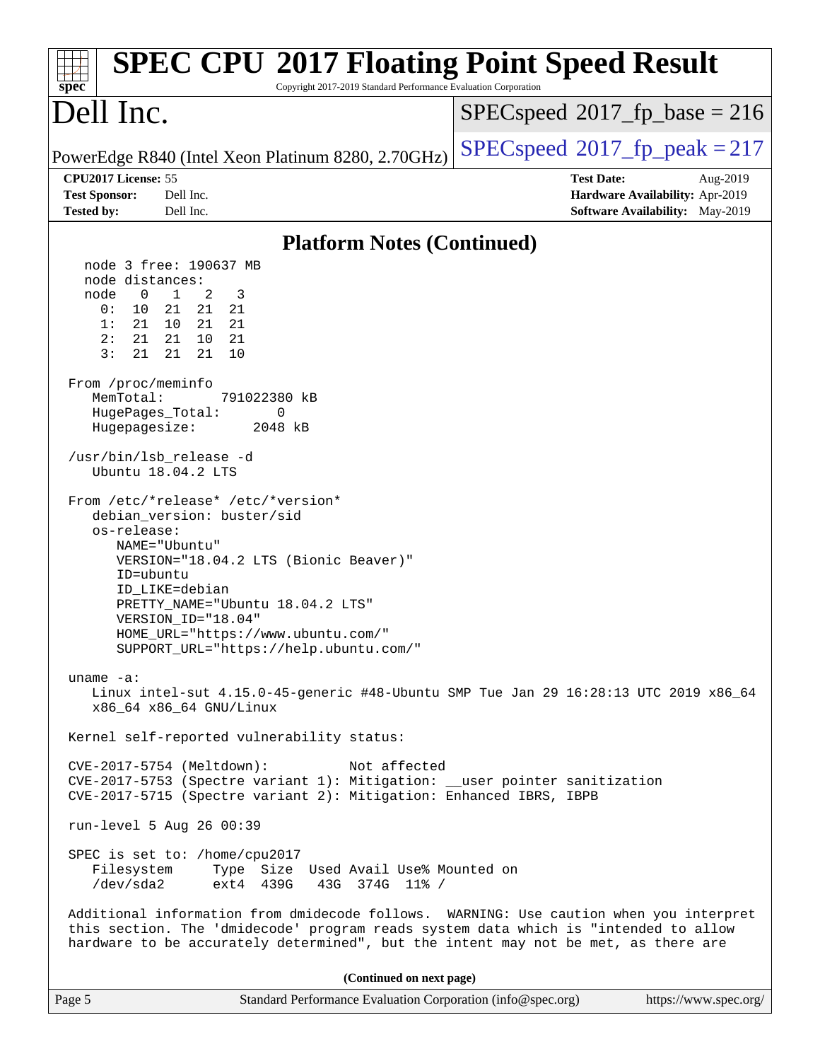# SPEC CPU 2017 Floating Point Speed Result

Copyright 2017-2019 Standard Performance Evaluation Corporation

# Dell Inc.

PowerEdge R840 (Intel Xeon Platinum 8280, 2.70GHz)

SPECspeed 2017_fp_base = 216

SPECspeed 2017_fp_peak = 217

**CPU2017 License:** 55
**Test Sponsor:** Dell Inc.
**Tested by:** Dell Inc.

**Test Date:** Aug-2019
**Hardware Availability:** Apr-2019
**Software Availability:** May-2019

## Platform Notes (Continued)

```
    node 3 free: 190637 MB
    node distances:
    node   0   1   2   3
      0:  10  21  21  21
      1:  21  10  21  21
      2:  21  21  10  21
      3:  21  21  21  10

  From /proc/meminfo
     MemTotal:       791022380 kB
     HugePages_Total:       0
     Hugepagesize:       2048 kB

  /usr/bin/lsb_release -d
     Ubuntu 18.04.2 LTS

  From /etc/*release* /etc/*version*
     debian_version: buster/sid
     os-release:
        NAME="Ubuntu"
        VERSION="18.04.2 LTS (Bionic Beaver)"
        ID=ubuntu
        ID_LIKE=debian
        PRETTY_NAME="Ubuntu 18.04.2 LTS"
        VERSION_ID="18.04"
        HOME_URL="https://www.ubuntu.com/"
        SUPPORT_URL="https://help.ubuntu.com/"

  uname -a:
     Linux intel-sut 4.15.0-45-generic #48-Ubuntu SMP Tue Jan 29 16:28:13 UTC 2019 x86_64
     x86_64 x86_64 GNU/Linux

  Kernel self-reported vulnerability status:

  CVE-2017-5754 (Meltdown):          Not affected
  CVE-2017-5753 (Spectre variant 1): Mitigation: __user pointer sanitization
  CVE-2017-5715 (Spectre variant 2): Mitigation: Enhanced IBRS, IBPB

  run-level 5 Aug 26 00:39

  SPEC is set to: /home/cpu2017
     Filesystem     Type  Size  Used Avail Use% Mounted on
     /dev/sda2      ext4  439G   43G  374G  11% /

  Additional information from dmidecode follows.  WARNING: Use caution when you interpret
  this section. The 'dmidecode' program reads system data which is "intended to allow
  hardware to be accurately determined", but the intent may not be met, as there are
```

**(Continued on next page)**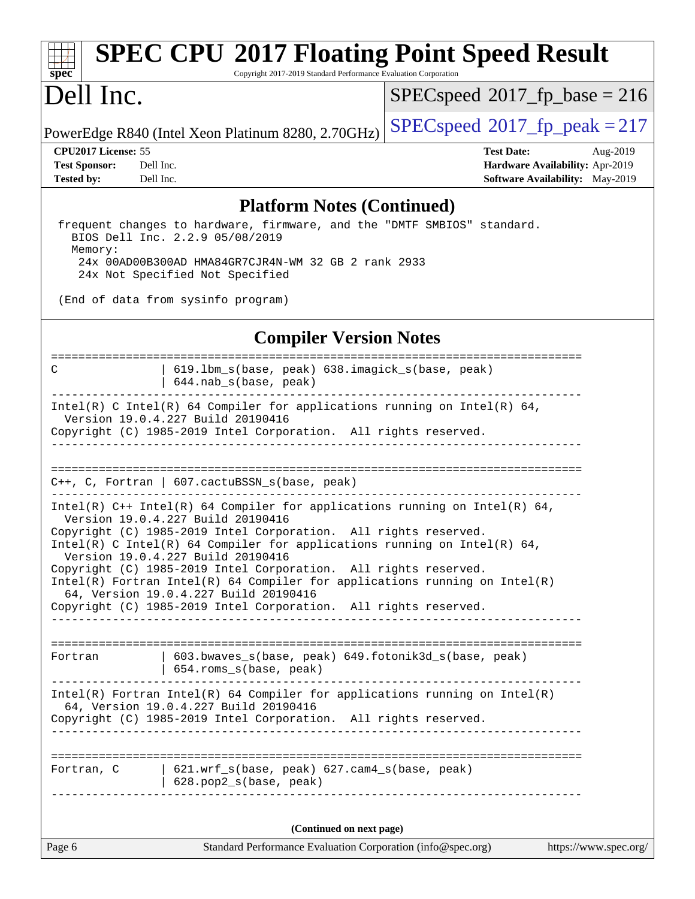## Platform Notes (Continued)

```
frequent changes to hardware, firmware, and the "DMTF SMBIOS" standard.
  BIOS Dell Inc. 2.2.9 05/08/2019
  Memory:
    24x 00AD00B300AD HMA84GR7CJR4N-WM 32 GB 2 rank 2933
    24x Not Specified Not Specified

(End of data from sysinfo program)
```

## Compiler Version Notes

```
==============================================================================
C               | 619.lbm_s(base, peak) 638.imagick_s(base, peak)
                | 644.nab_s(base, peak)
------------------------------------------------------------------------------
Intel(R) C Intel(R) 64 Compiler for applications running on Intel(R) 64,
  Version 19.0.4.227 Build 20190416
Copyright (C) 1985-2019 Intel Corporation.  All rights reserved.
------------------------------------------------------------------------------

==============================================================================
C++, C, Fortran | 607.cactuBSSN_s(base, peak)
------------------------------------------------------------------------------
Intel(R) C++ Intel(R) 64 Compiler for applications running on Intel(R) 64,
  Version 19.0.4.227 Build 20190416
Copyright (C) 1985-2019 Intel Corporation.  All rights reserved.
Intel(R) C Intel(R) 64 Compiler for applications running on Intel(R) 64,
  Version 19.0.4.227 Build 20190416
Copyright (C) 1985-2019 Intel Corporation.  All rights reserved.
Intel(R) Fortran Intel(R) 64 Compiler for applications running on Intel(R)
  64, Version 19.0.4.227 Build 20190416
Copyright (C) 1985-2019 Intel Corporation.  All rights reserved.
------------------------------------------------------------------------------

==============================================================================
Fortran         | 603.bwaves_s(base, peak) 649.fotonik3d_s(base, peak)
                | 654.roms_s(base, peak)
------------------------------------------------------------------------------
Intel(R) Fortran Intel(R) 64 Compiler for applications running on Intel(R)
  64, Version 19.0.4.227 Build 20190416
Copyright (C) 1985-2019 Intel Corporation.  All rights reserved.
------------------------------------------------------------------------------

==============================================================================
Fortran, C      | 621.wrf_s(base, peak) 627.cam4_s(base, peak)
                | 628.pop2_s(base, peak)
------------------------------------------------------------------------------
```

**(Continued on next page)**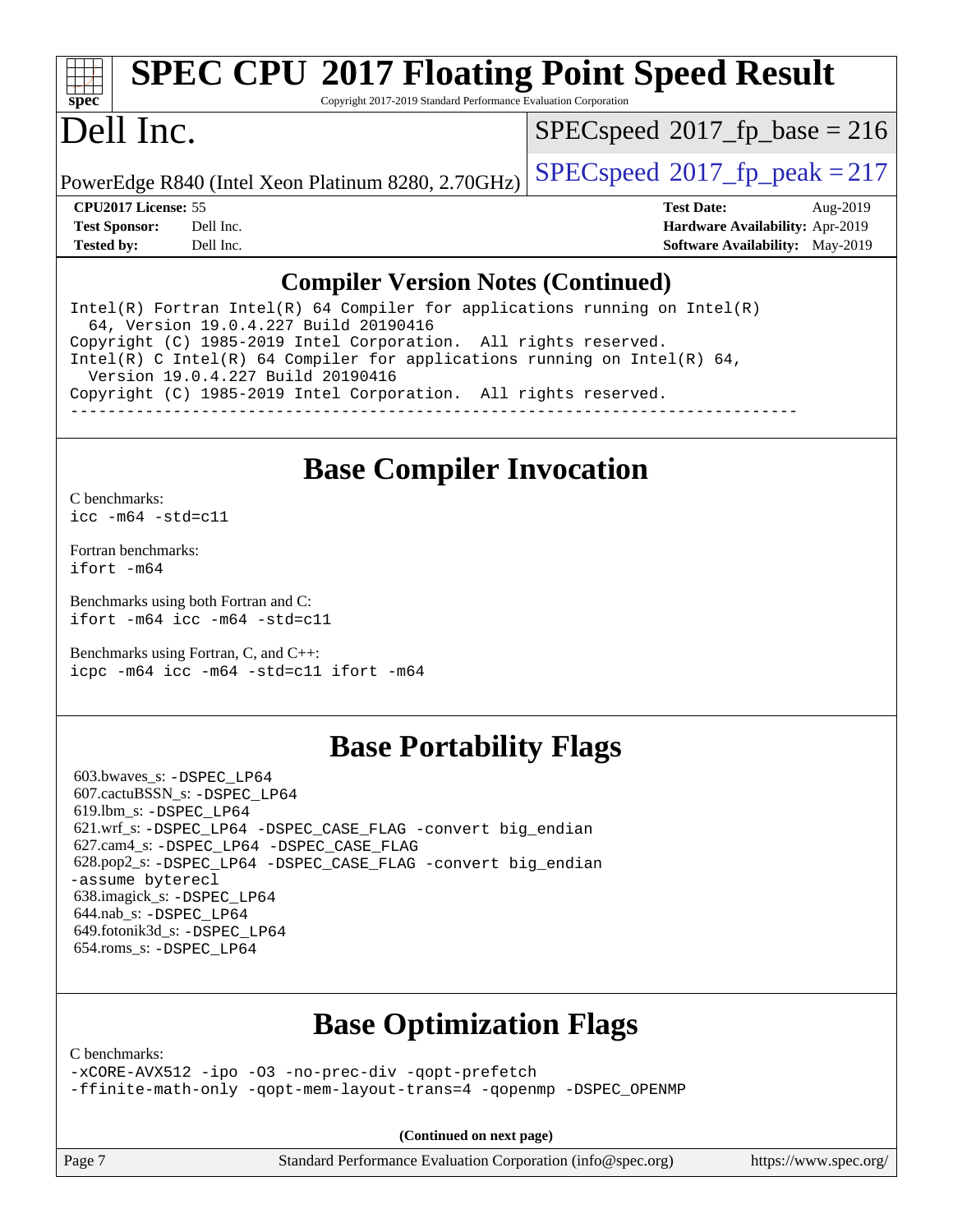## Compiler Version Notes (Continued)

```
Intel(R) Fortran Intel(R) 64 Compiler for applications running on Intel(R)
  64, Version 19.0.4.227 Build 20190416
Copyright (C) 1985-2019 Intel Corporation.  All rights reserved.
Intel(R) C Intel(R) 64 Compiler for applications running on Intel(R) 64,
  Version 19.0.4.227 Build 20190416
Copyright (C) 1985-2019 Intel Corporation.  All rights reserved.
------------------------------------------------------------------------------
```

## Base Compiler Invocation

C benchmarks:
`icc -m64 -std=c11`

Fortran benchmarks:
`ifort -m64`

Benchmarks using both Fortran and C:
`ifort -m64 icc -m64 -std=c11`

Benchmarks using Fortran, C, and C++:
`icpc -m64 icc -m64 -std=c11 ifort -m64`

## Base Portability Flags

603.bwaves_s: `-DSPEC_LP64`
607.cactuBSSN_s: `-DSPEC_LP64`
619.lbm_s: `-DSPEC_LP64`
621.wrf_s: `-DSPEC_LP64 -DSPEC_CASE_FLAG -convert big_endian`
627.cam4_s: `-DSPEC_LP64 -DSPEC_CASE_FLAG`
628.pop2_s: `-DSPEC_LP64 -DSPEC_CASE_FLAG -convert big_endian -assume byterecl`
638.imagick_s: `-DSPEC_LP64`
644.nab_s: `-DSPEC_LP64`
649.fotonik3d_s: `-DSPEC_LP64`
654.roms_s: `-DSPEC_LP64`

## Base Optimization Flags

C benchmarks:
`-xCORE-AVX512 -ipo -O3 -no-prec-div -qopt-prefetch -ffinite-math-only -qopt-mem-layout-trans=4 -qopenmp -DSPEC_OPENMP`

**(Continued on next page)**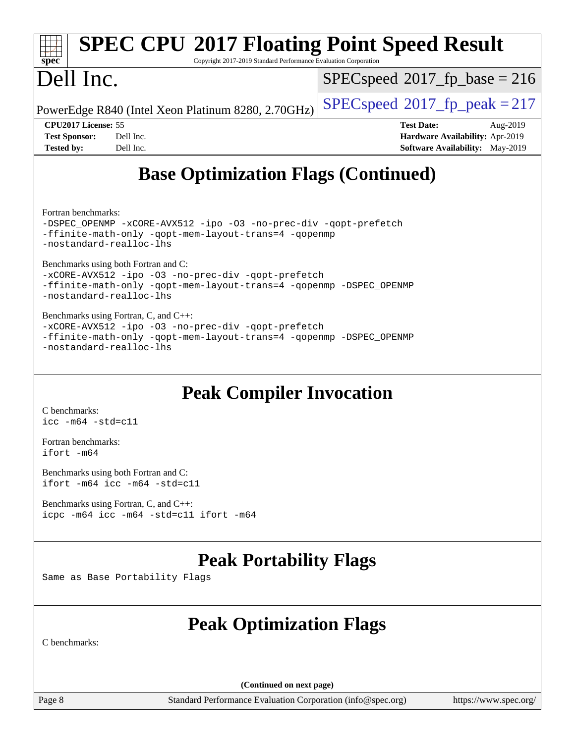## Base Optimization Flags (Continued)

Fortran benchmarks:

```
-DSPEC_OPENMP -xCORE-AVX512 -ipo -O3 -no-prec-div -qopt-prefetch
-ffinite-math-only -qopt-mem-layout-trans=4 -qopenmp
-nostandard-realloc-lhs
```

Benchmarks using both Fortran and C:

```
-xCORE-AVX512 -ipo -O3 -no-prec-div -qopt-prefetch
-ffinite-math-only -qopt-mem-layout-trans=4 -qopenmp -DSPEC_OPENMP
-nostandard-realloc-lhs
```

Benchmarks using Fortran, C, and C++:

```
-xCORE-AVX512 -ipo -O3 -no-prec-div -qopt-prefetch
-ffinite-math-only -qopt-mem-layout-trans=4 -qopenmp -DSPEC_OPENMP
-nostandard-realloc-lhs
```

## Peak Compiler Invocation

C benchmarks:

```
icc -m64 -std=c11
```

Fortran benchmarks:

```
ifort -m64
```

Benchmarks using both Fortran and C:

```
ifort -m64 icc -m64 -std=c11
```

Benchmarks using Fortran, C, and C++:

```
icpc -m64 icc -m64 -std=c11 ifort -m64
```

## Peak Portability Flags

Same as Base Portability Flags

## Peak Optimization Flags

C benchmarks:

(Continued on next page)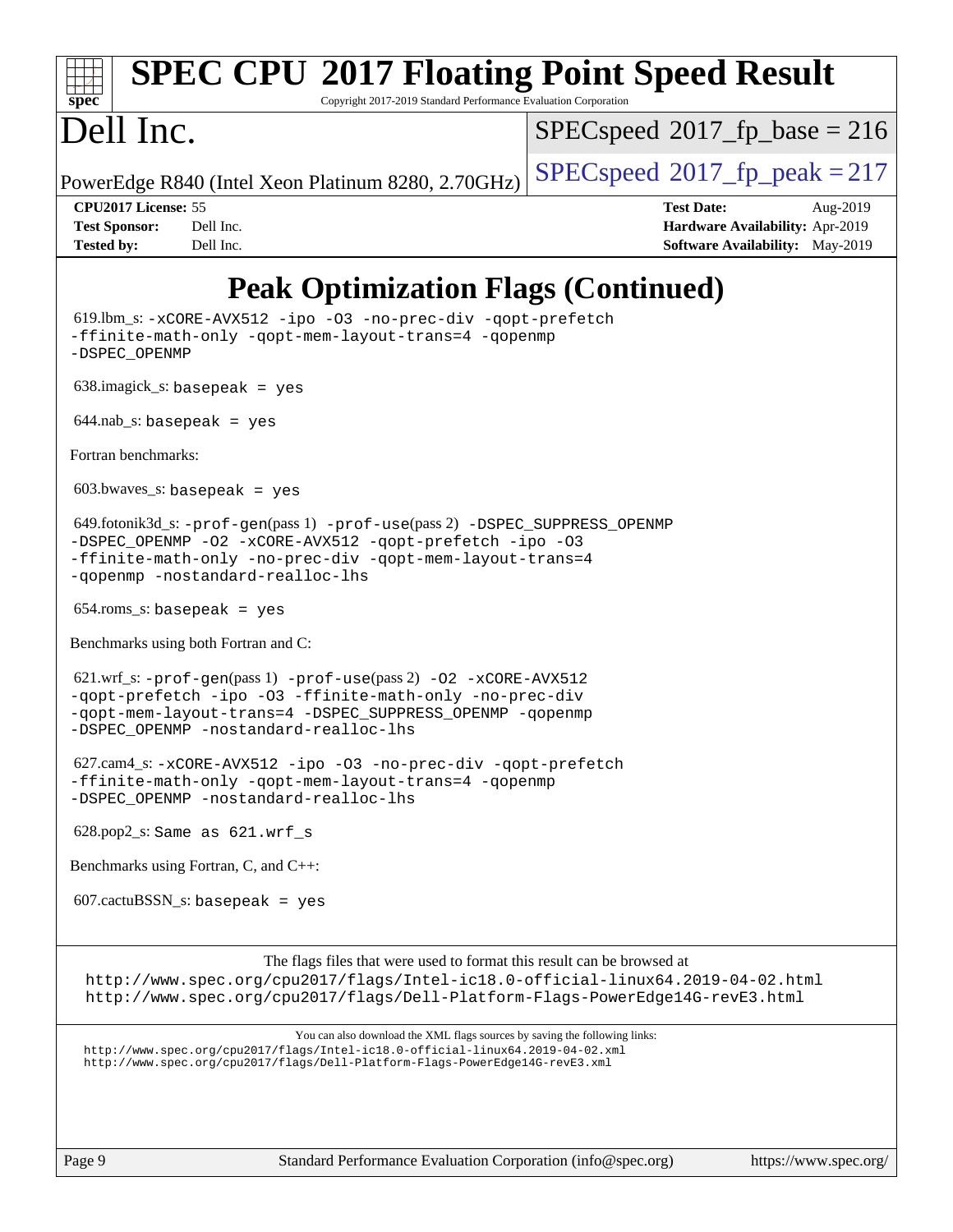# Peak Optimization Flags (Continued)

619.lbm_s: -xCORE-AVX512 -ipo -O3 -no-prec-div -qopt-prefetch -ffinite-math-only -qopt-mem-layout-trans=4 -qopenmp -DSPEC_OPENMP

638.imagick_s: basepeak = yes

644.nab_s: basepeak = yes

Fortran benchmarks:

603.bwaves_s: basepeak = yes

649.fotonik3d_s: -prof-gen(pass 1) -prof-use(pass 2) -DSPEC_SUPPRESS_OPENMP -DSPEC_OPENMP -O2 -xCORE-AVX512 -qopt-prefetch -ipo -O3 -ffinite-math-only -no-prec-div -qopt-mem-layout-trans=4 -qopenmp -nostandard-realloc-lhs

654.roms_s: basepeak = yes

Benchmarks using both Fortran and C:

621.wrf_s: -prof-gen(pass 1) -prof-use(pass 2) -O2 -xCORE-AVX512 -qopt-prefetch -ipo -O3 -ffinite-math-only -no-prec-div -qopt-mem-layout-trans=4 -DSPEC_SUPPRESS_OPENMP -qopenmp -DSPEC_OPENMP -nostandard-realloc-lhs

627.cam4_s: -xCORE-AVX512 -ipo -O3 -no-prec-div -qopt-prefetch -ffinite-math-only -qopt-mem-layout-trans=4 -qopenmp -DSPEC_OPENMP -nostandard-realloc-lhs

628.pop2_s: Same as 621.wrf_s

Benchmarks using Fortran, C, and C++:

607.cactuBSSN_s: basepeak = yes

The flags files that were used to format this result can be browsed at
http://www.spec.org/cpu2017/flags/Intel-ic18.0-official-linux64.2019-04-02.html
http://www.spec.org/cpu2017/flags/Dell-Platform-Flags-PowerEdge14G-revE3.html

You can also download the XML flags sources by saving the following links:
http://www.spec.org/cpu2017/flags/Intel-ic18.0-official-linux64.2019-04-02.xml
http://www.spec.org/cpu2017/flags/Dell-Platform-Flags-PowerEdge14G-revE3.xml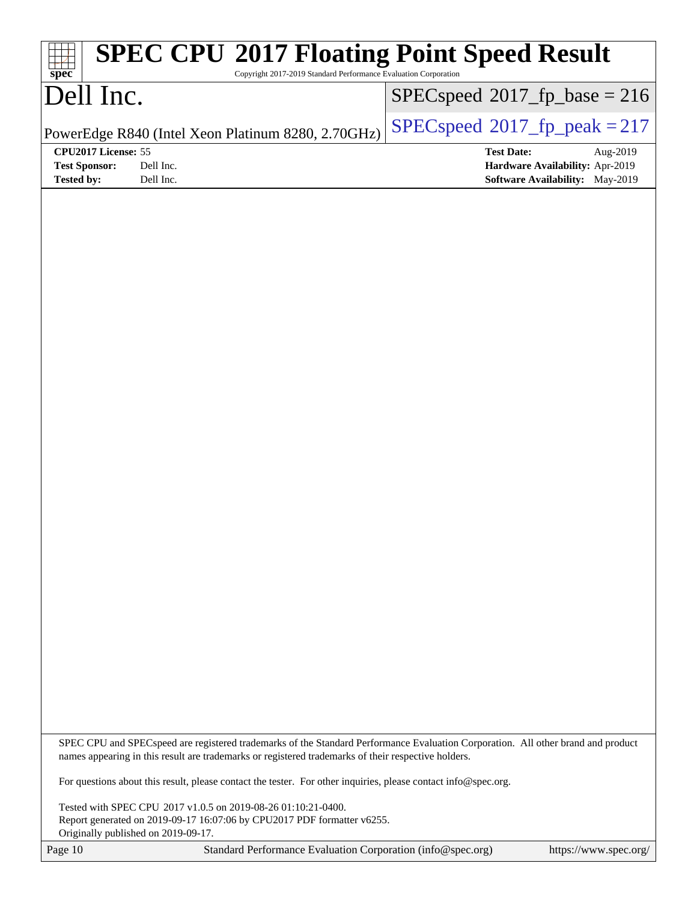SPEC CPU and SPECspeed are registered trademarks of the Standard Performance Evaluation Corporation. All other brand and product names appearing in this result are trademarks or registered trademarks of their respective holders.

For questions about this result, please contact the tester. For other inquiries, please contact info@spec.org.

Tested with SPEC CPU 2017 v1.0.5 on 2019-08-26 01:10:21-0400.
Report generated on 2019-09-17 16:07:06 by CPU2017 PDF formatter v6255.
Originally published on 2019-09-17.